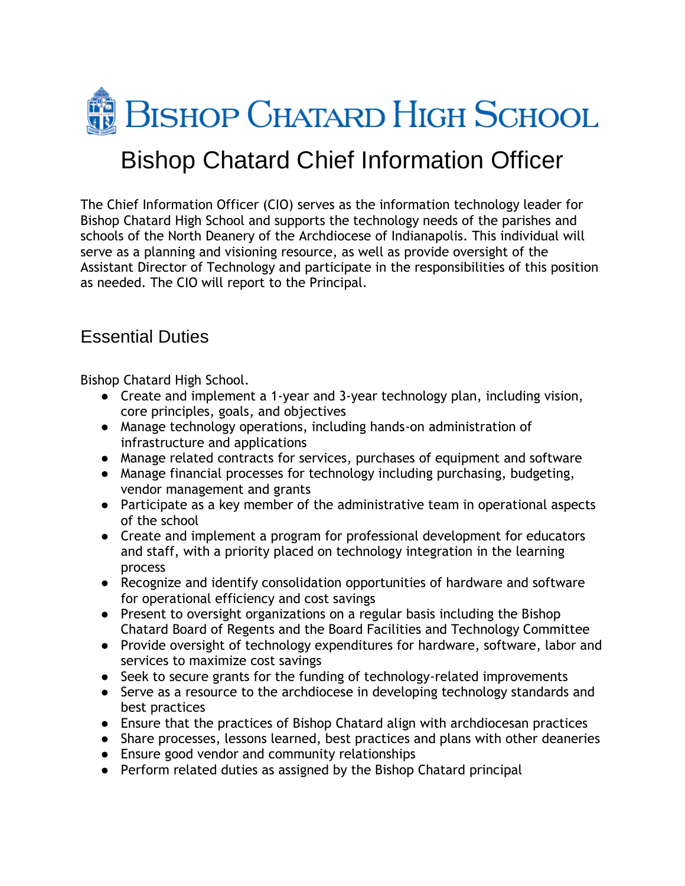# Bishop Chatard High School

# Bishop Chatard Chief Information Officer

The Chief Information Officer (CIO) serves as the information technology leader for Bishop Chatard High School and supports the technology needs of the parishes and schools of the North Deanery of the Archdiocese of Indianapolis. This individual will serve as a planning and visioning resource, as well as provide oversight of the Assistant Director of Technology and participate in the responsibilities of this position as needed. The CIO will report to the Principal.

## Essential Duties

Bishop Chatard High School.

- Create and implement a 1-year and 3-year technology plan, including vision, core principles, goals, and objectives
- Manage technology operations, including hands-on administration of infrastructure and applications
- Manage related contracts for services, purchases of equipment and software
- Manage financial processes for technology including purchasing, budgeting, vendor management and grants
- Participate as a key member of the administrative team in operational aspects of the school
- Create and implement a program for professional development for educators and staff, with a priority placed on technology integration in the learning process
- Recognize and identify consolidation opportunities of hardware and software for operational efficiency and cost savings
- Present to oversight organizations on a regular basis including the Bishop Chatard Board of Regents and the Board Facilities and Technology Committee
- Provide oversight of technology expenditures for hardware, software, labor and services to maximize cost savings
- Seek to secure grants for the funding of technology-related improvements
- Serve as a resource to the archdiocese in developing technology standards and best practices
- Ensure that the practices of Bishop Chatard align with archdiocesan practices
- Share processes, lessons learned, best practices and plans with other deaneries
- Ensure good vendor and community relationships
- Perform related duties as assigned by the Bishop Chatard principal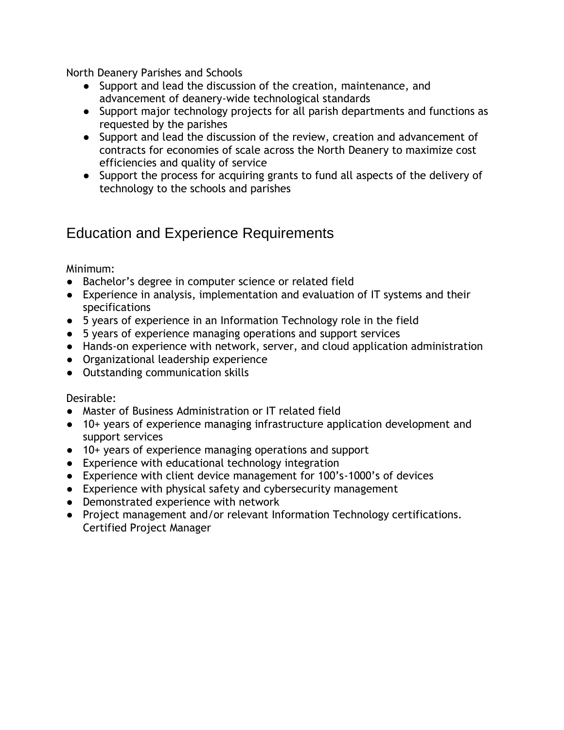North Deanery Parishes and Schools

- Support and lead the discussion of the creation, maintenance, and advancement of deanery-wide technological standards
- Support major technology projects for all parish departments and functions as requested by the parishes
- Support and lead the discussion of the review, creation and advancement of contracts for economies of scale across the North Deanery to maximize cost efficiencies and quality of service
- Support the process for acquiring grants to fund all aspects of the delivery of technology to the schools and parishes

## Education and Experience Requirements

Minimum:

- Bachelor's degree in computer science or related field
- Experience in analysis, implementation and evaluation of IT systems and their specifications
- 5 years of experience in an Information Technology role in the field
- 5 years of experience managing operations and support services
- Hands-on experience with network, server, and cloud application administration
- Organizational leadership experience
- Outstanding communication skills

Desirable:

- Master of Business Administration or IT related field
- 10+ years of experience managing infrastructure application development and support services
- 10+ years of experience managing operations and support
- Experience with educational technology integration
- Experience with client device management for 100's-1000's of devices
- Experience with physical safety and cybersecurity management
- Demonstrated experience with network
- Project management and/or relevant Information Technology certifications. Certified Project Manager